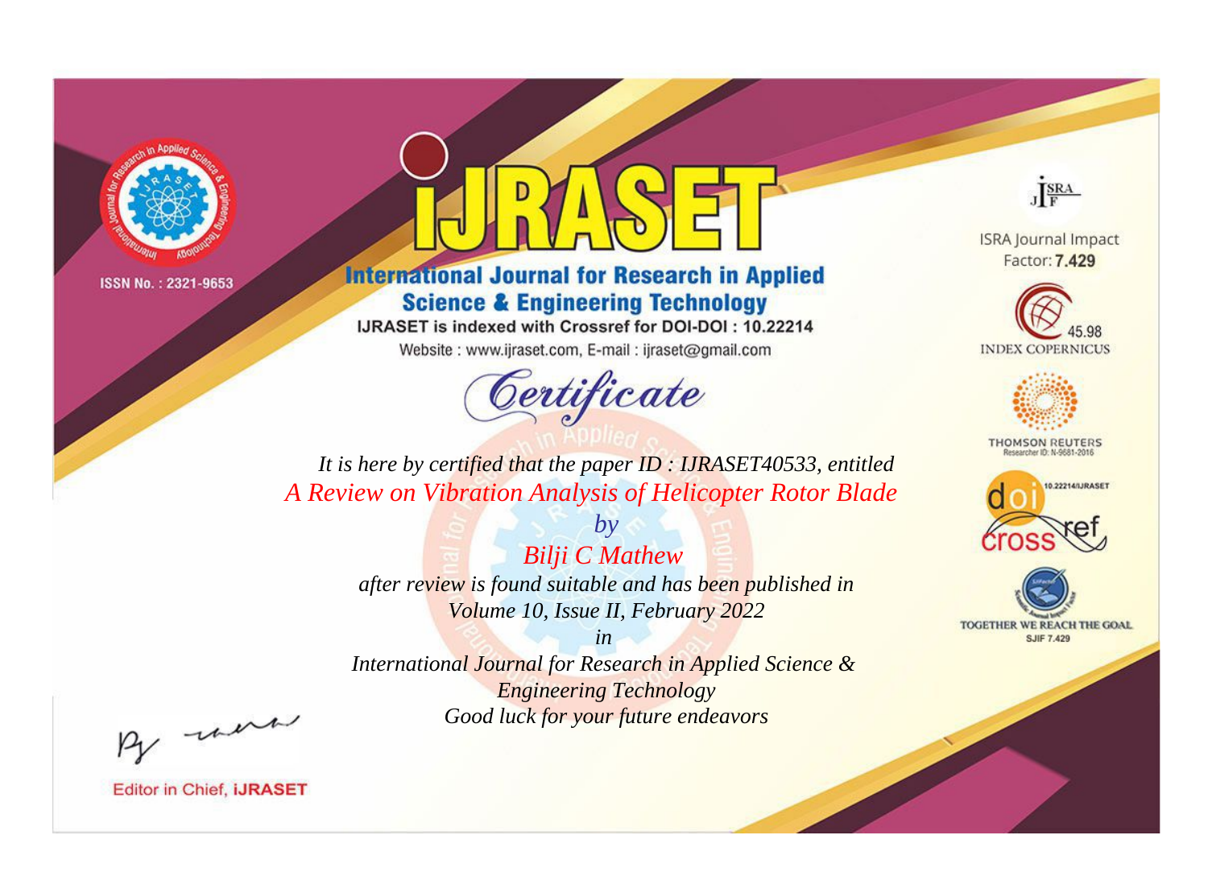ISSN No. : 2321-9653

# IJRASET

## International Journal for Research in Applied Science & Engineering Technology

IJRASET is indexed with Crossref for DOI-DOI : 10.22214

Website : www.ijraset.com, E-mail : ijraset@gmail.com

*Certificate*

*It is here by certified that the paper ID : IJRASET40533, entitled*

*A Review on Vibration Analysis of Helicopter Rotor Blade*

*by*

*Bilji C Mathew*

*after review is found suitable and has been published in*

*Volume 10, Issue II, February 2022*

*in*

*International Journal for Research in Applied Science & Engineering Technology*

*Good luck for your future endeavors*

ISRA Journal Impact Factor: **7.429**

45.98 INDEX COPERNICUS

THOMSON REUTERS Researcher ID: N-9681-2016

10.22214/IJRASET

TOGETHER WE REACH THE GOAL SJIF 7.429

Editor in Chief, **iJRASET**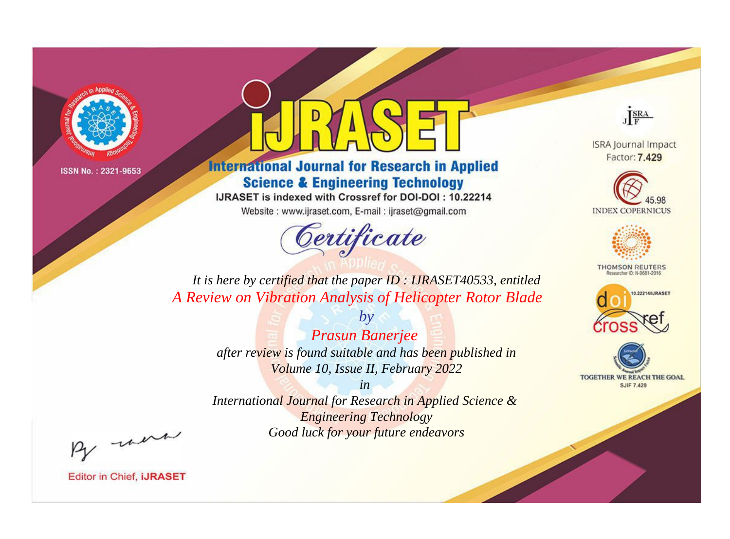ISSN No. : 2321-9653

# iJRASET

## International Journal for Research in Applied Science & Engineering Technology

IJRASET is indexed with Crossref for DOI-DOI : 10.22214

Website : www.ijraset.com, E-mail : ijraset@gmail.com

# Certificate

*It is here by certified that the paper ID : IJRASET40533, entitled*

*A Review on Vibration Analysis of Helicopter Rotor Blade*

*by*

*Prasun Banerjee*

*after review is found suitable and has been published in*

*Volume 10, Issue II, February 2022*

*in*

*International Journal for Research in Applied Science & Engineering Technology*

*Good luck for your future endeavors*

ISRA Journal Impact Factor: **7.429**

INDEX COPERNICUS 45.98

THOMSON REUTERS Researcher ID: N-9681-2016

10.22214/IJRASET

TOGETHER WE REACH THE GOAL SJIF 7.429

Editor in Chief, iJRASET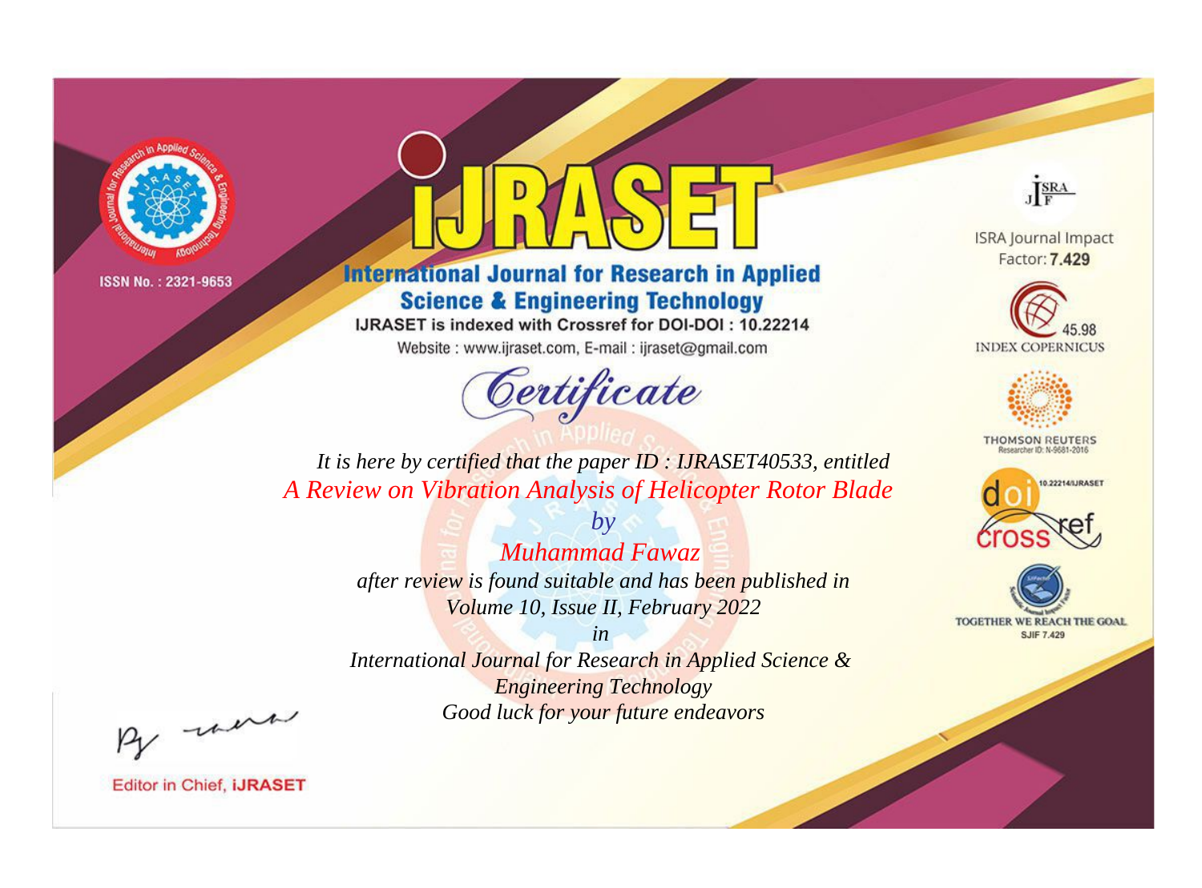ISSN No. : 2321-9653

# International Journal for Research in Applied Science & Engineering Technology

IJRASET is indexed with Crossref for DOI-DOI : 10.22214

Website : www.ijraset.com, E-mail : ijraset@gmail.com

## Certificate

*It is here by certified that the paper ID : IJRASET40533, entitled*

*A Review on Vibration Analysis of Helicopter Rotor Blade*

*by*

*Muhammad Fawaz*

*after review is found suitable and has been published in*

*Volume 10, Issue II, February 2022*

*in*

*International Journal for Research in Applied Science & Engineering Technology*

*Good luck for your future endeavors*

ISRA Journal Impact Factor: **7.429**

45.98 INDEX COPERNICUS

THOMSON REUTERS Researcher ID: N-9681-2016

10.22214/IJRASET

TOGETHER WE REACH THE GOAL SJIF 7.429

Editor in Chief, **iJRASET**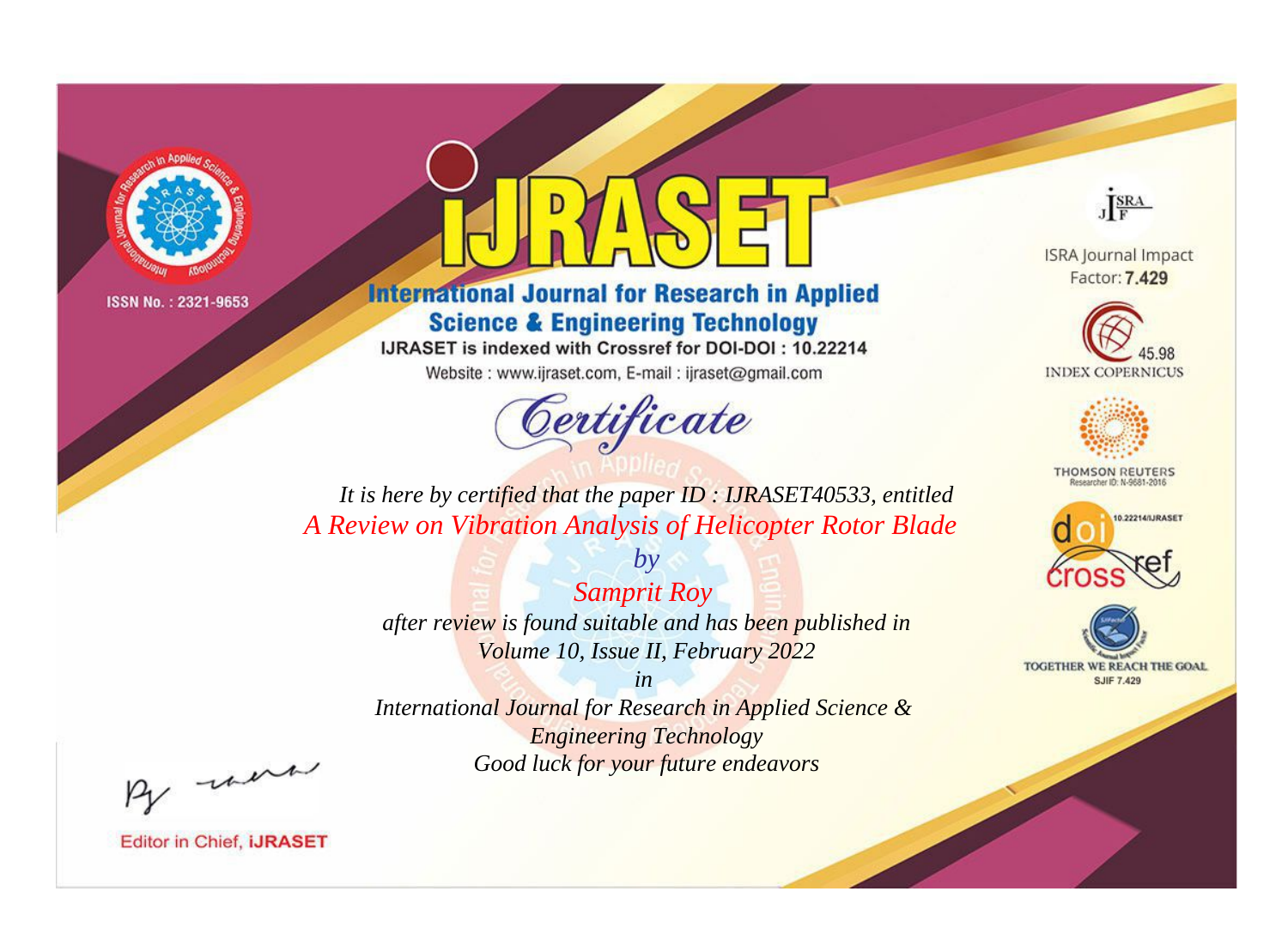ISSN No. : 2321-9653

# IJRASET

## International Journal for Research in Applied Science & Engineering Technology

IJRASET is indexed with Crossref for DOI-DOI : 10.22214

Website : www.ijraset.com, E-mail : ijraset@gmail.com

*Certificate*

*It is here by certified that the paper ID : IJRASET40533, entitled*

*A Review on Vibration Analysis of Helicopter Rotor Blade*

*by*

*Samprit Roy*

*after review is found suitable and has been published in*

*Volume 10, Issue II, February 2022*

*in*

*International Journal for Research in Applied Science & Engineering Technology*

*Good luck for your future endeavors*

ISRA Journal Impact Factor: **7.429**

45.98 INDEX COPERNICUS

THOMSON REUTERS Researcher ID: N-9681-2016

10.22214/IJRASET

TOGETHER WE REACH THE GOAL SJIF 7.429

Editor in Chief, **iJRASET**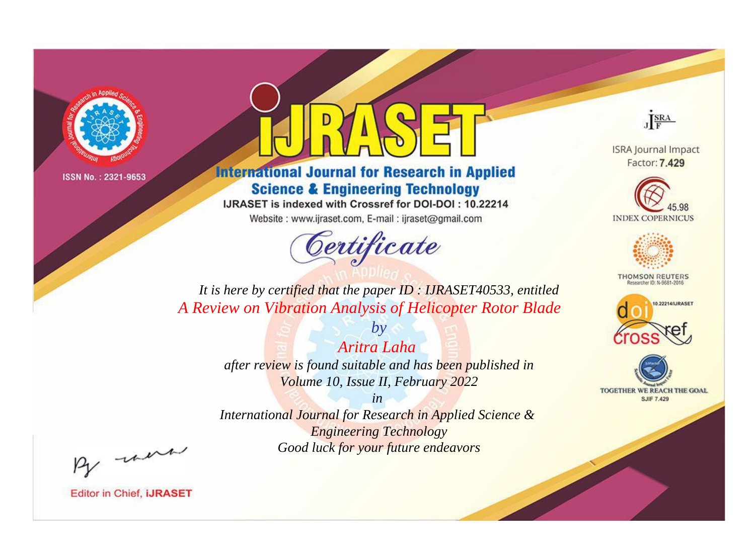ISSN No. : 2321-9653

# iJRASET

## International Journal for Research in Applied Science & Engineering Technology

IJRASET is indexed with Crossref for DOI-DOI : 10.22214

Website : www.ijraset.com, E-mail : ijraset@gmail.com

# Certificate

*It is here by certified that the paper ID : IJRASET40533, entitled*

*A Review on Vibration Analysis of Helicopter Rotor Blade*

*by*

*Aritra Laha*

*after review is found suitable and has been published in*

*Volume 10, Issue II, February 2022*

*in*

*International Journal for Research in Applied Science & Engineering Technology*

*Good luck for your future endeavors*

ISRA Journal Impact Factor: **7.429**

45.98 INDEX COPERNICUS

THOMSON REUTERS Researcher ID: N-9681-2016

10.22214/IJRASET

TOGETHER WE REACH THE GOAL SJIF 7.429

Editor in Chief, **iJRASET**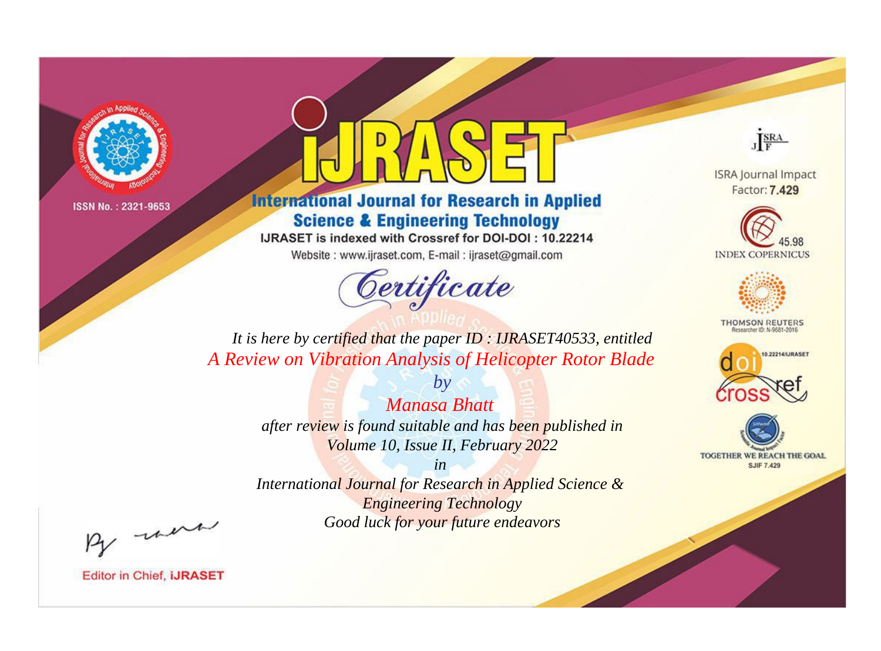ISSN No. : 2321-9653

# IJRASET

## International Journal for Research in Applied Science & Engineering Technology

IJRASET is indexed with Crossref for DOI-DOI : 10.22214

Website : www.ijraset.com, E-mail : ijraset@gmail.com

*Certificate*

*It is here by certified that the paper ID : IJRASET40533, entitled*

*A Review on Vibration Analysis of Helicopter Rotor Blade*

*by*

*Manasa Bhatt*

*after review is found suitable and has been published in*

*Volume 10, Issue II, February 2022*

*in*

*International Journal for Research in Applied Science & Engineering Technology*

*Good luck for your future endeavors*

ISRA Journal Impact Factor: **7.429**

45.98 INDEX COPERNICUS

THOMSON REUTERS Researcher ID: N-9681-2016

10.22214/IJRASET

TOGETHER WE REACH THE GOAL SJIF 7.429

Editor in Chief, **iJRASET**